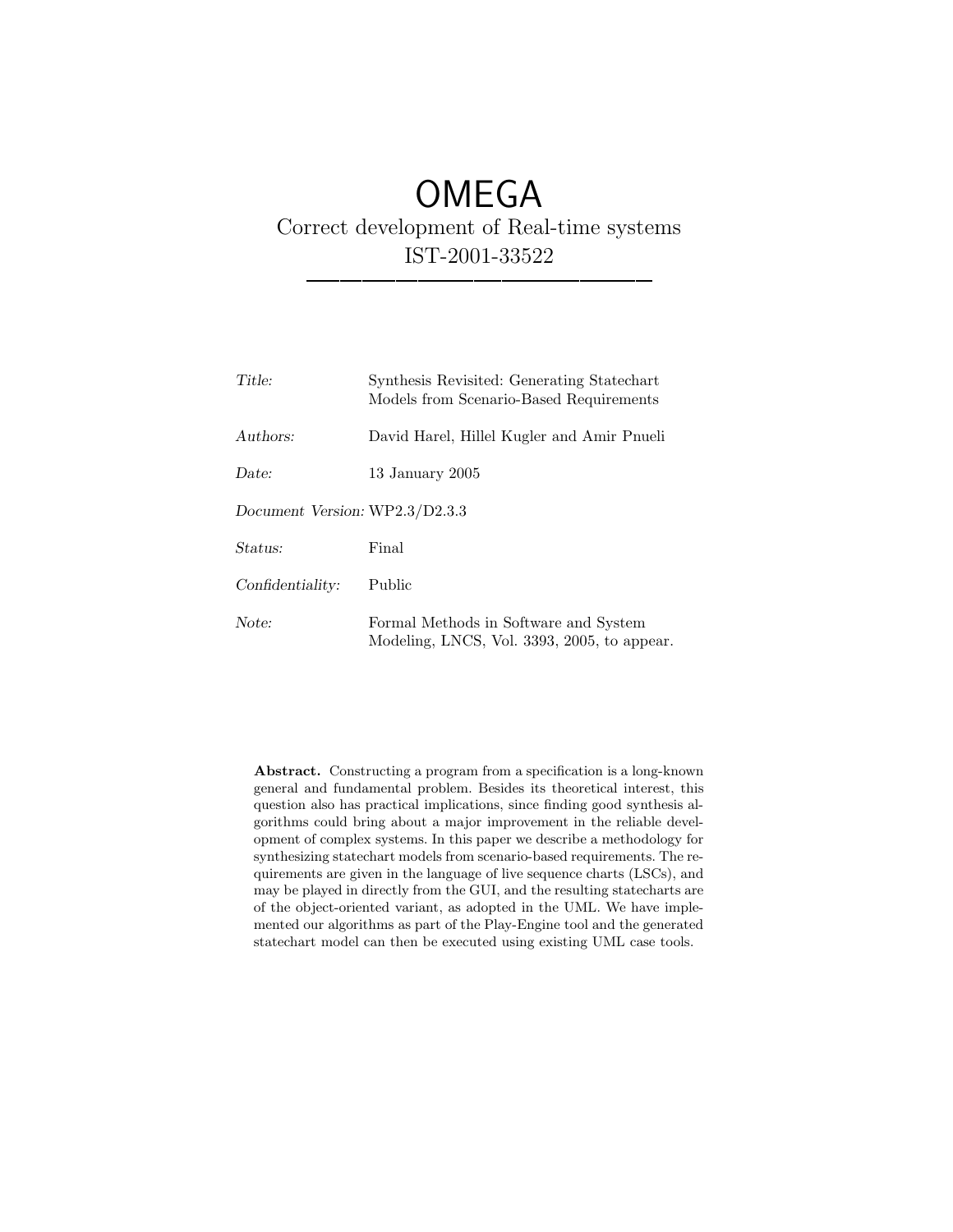# OMEGA

Correct development of Real-time systems
IST-2001-33522

---

| | |
|---|---|
| *Title:* | Synthesis Revisited: Generating Statechart Models from Scenario-Based Requirements |
| *Authors:* | David Harel, Hillel Kugler and Amir Pnueli |
| *Date:* | 13 January 2005 |
| *Document Version:* | WP2.3/D2.3.3 |
| *Status:* | Final |
| *Confidentiality:* | Public |
| *Note:* | Formal Methods in Software and System Modeling, LNCS, Vol. 3393, 2005, to appear. |

**Abstract.** Constructing a program from a specification is a long-known general and fundamental problem. Besides its theoretical interest, this question also has practical implications, since finding good synthesis algorithms could bring about a major improvement in the reliable development of complex systems. In this paper we describe a methodology for synthesizing statechart models from scenario-based requirements. The requirements are given in the language of live sequence charts (LSCs), and may be played in directly from the GUI, and the resulting statecharts are of the object-oriented variant, as adopted in the UML. We have implemented our algorithms as part of the Play-Engine tool and the generated statechart model can then be executed using existing UML case tools.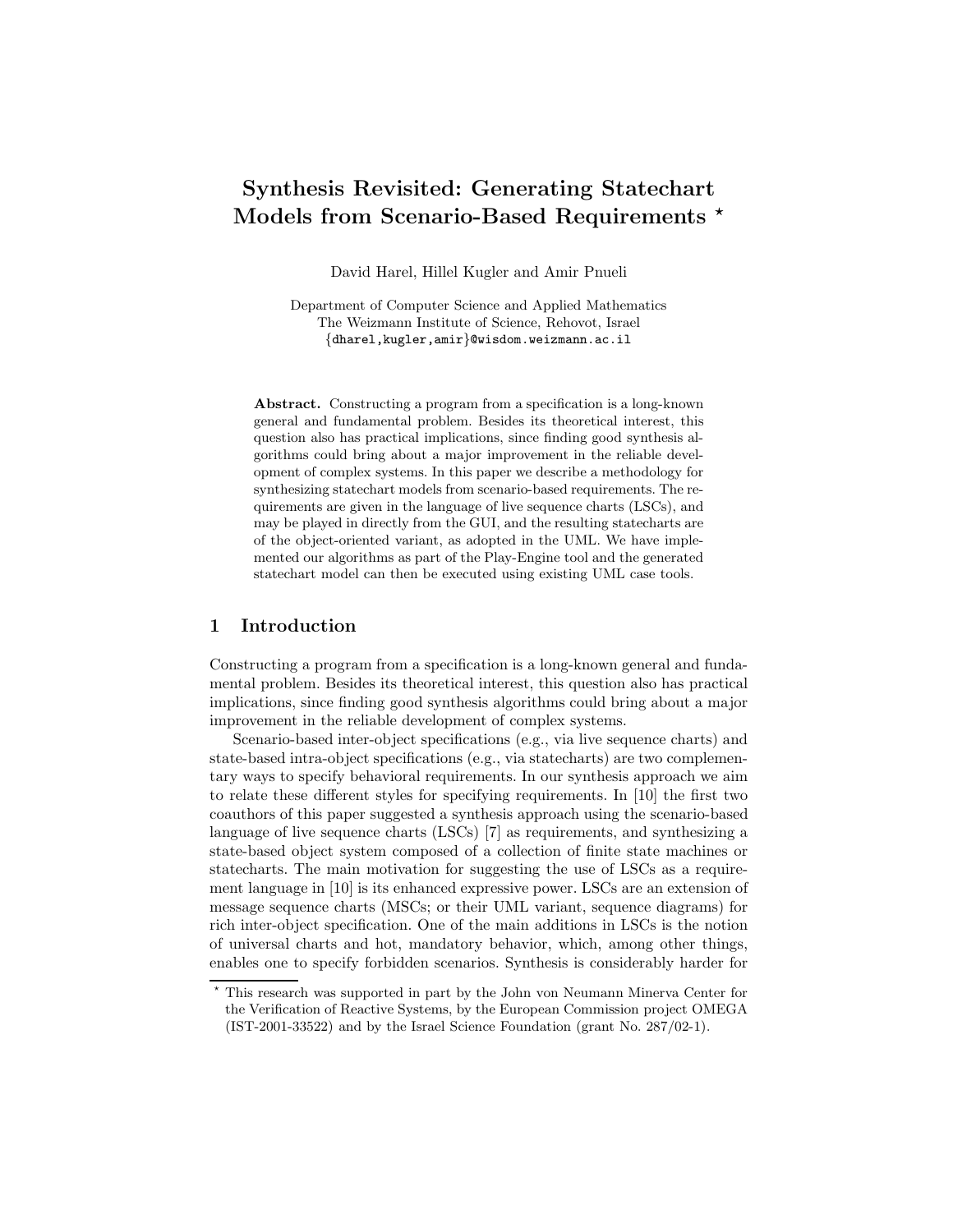# Synthesis Revisited: Generating Statechart Models from Scenario-Based Requirements ⋆

David Harel, Hillel Kugler and Amir Pnueli

Department of Computer Science and Applied Mathematics
The Weizmann Institute of Science, Rehovot, Israel
{dharel,kugler,amir}@wisdom.weizmann.ac.il

**Abstract.** Constructing a program from a specification is a long-known general and fundamental problem. Besides its theoretical interest, this question also has practical implications, since finding good synthesis algorithms could bring about a major improvement in the reliable development of complex systems. In this paper we describe a methodology for synthesizing statechart models from scenario-based requirements. The requirements are given in the language of live sequence charts (LSCs), and may be played in directly from the GUI, and the resulting statecharts are of the object-oriented variant, as adopted in the UML. We have implemented our algorithms as part of the Play-Engine tool and the generated statechart model can then be executed using existing UML case tools.

## 1 Introduction

Constructing a program from a specification is a long-known general and fundamental problem. Besides its theoretical interest, this question also has practical implications, since finding good synthesis algorithms could bring about a major improvement in the reliable development of complex systems.

Scenario-based inter-object specifications (e.g., via live sequence charts) and state-based intra-object specifications (e.g., via statecharts) are two complementary ways to specify behavioral requirements. In our synthesis approach we aim to relate these different styles for specifying requirements. In [10] the first two coauthors of this paper suggested a synthesis approach using the scenario-based language of live sequence charts (LSCs) [7] as requirements, and synthesizing a state-based object system composed of a collection of finite state machines or statecharts. The main motivation for suggesting the use of LSCs as a requirement language in [10] is its enhanced expressive power. LSCs are an extension of message sequence charts (MSCs; or their UML variant, sequence diagrams) for rich inter-object specification. One of the main additions in LSCs is the notion of universal charts and hot, mandatory behavior, which, among other things, enables one to specify forbidden scenarios. Synthesis is considerably harder for

⋆ This research was supported in part by the John von Neumann Minerva Center for the Verification of Reactive Systems, by the European Commission project OMEGA (IST-2001-33522) and by the Israel Science Foundation (grant No. 287/02-1).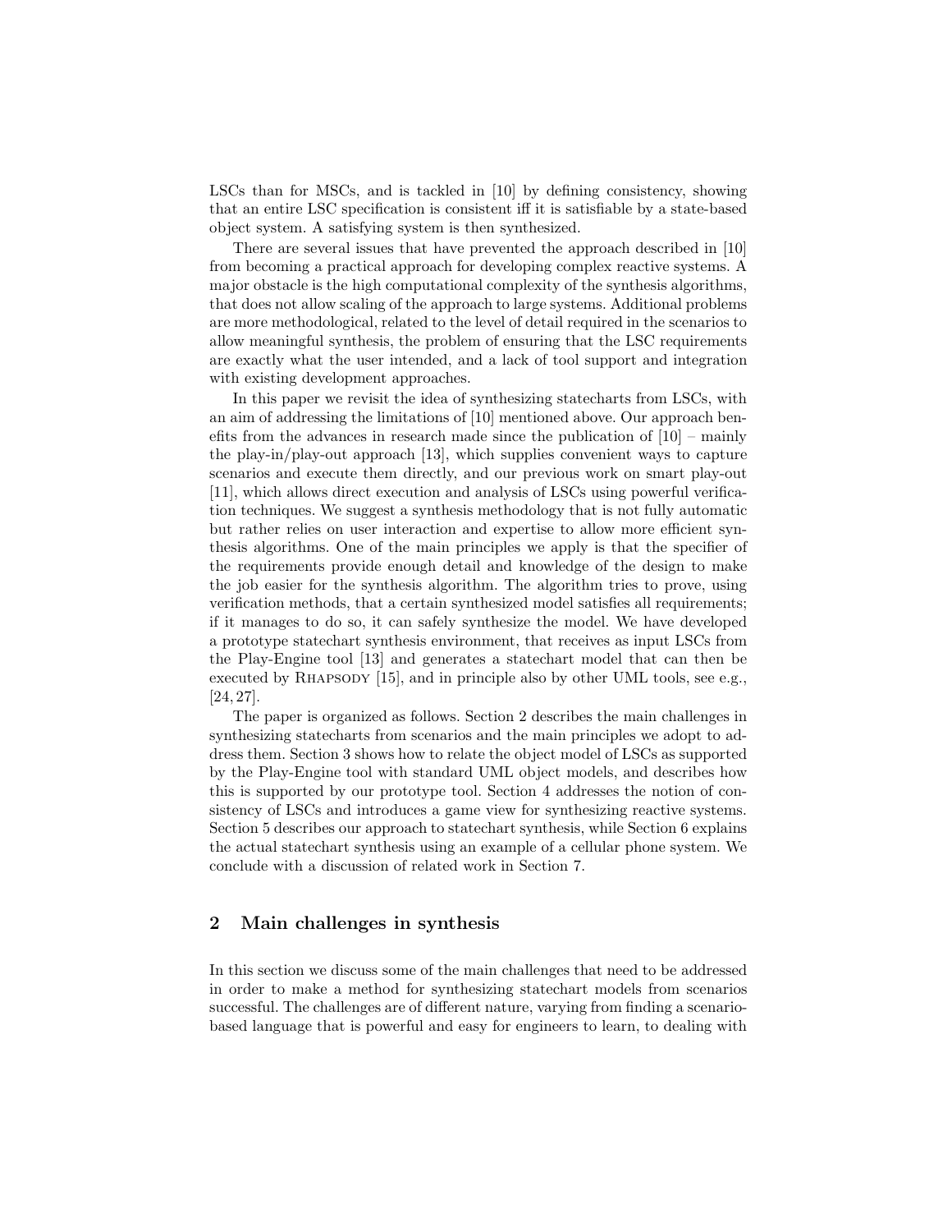LSCs than for MSCs, and is tackled in [10] by defining consistency, showing that an entire LSC specification is consistent iff it is satisfiable by a state-based object system. A satisfying system is then synthesized.

There are several issues that have prevented the approach described in [10] from becoming a practical approach for developing complex reactive systems. A major obstacle is the high computational complexity of the synthesis algorithms, that does not allow scaling of the approach to large systems. Additional problems are more methodological, related to the level of detail required in the scenarios to allow meaningful synthesis, the problem of ensuring that the LSC requirements are exactly what the user intended, and a lack of tool support and integration with existing development approaches.

In this paper we revisit the idea of synthesizing statecharts from LSCs, with an aim of addressing the limitations of [10] mentioned above. Our approach benefits from the advances in research made since the publication of [10] – mainly the play-in/play-out approach [13], which supplies convenient ways to capture scenarios and execute them directly, and our previous work on smart play-out [11], which allows direct execution and analysis of LSCs using powerful verification techniques. We suggest a synthesis methodology that is not fully automatic but rather relies on user interaction and expertise to allow more efficient synthesis algorithms. One of the main principles we apply is that the specifier of the requirements provide enough detail and knowledge of the design to make the job easier for the synthesis algorithm. The algorithm tries to prove, using verification methods, that a certain synthesized model satisfies all requirements; if it manages to do so, it can safely synthesize the model. We have developed a prototype statechart synthesis environment, that receives as input LSCs from the Play-Engine tool [13] and generates a statechart model that can then be executed by RHAPSODY [15], and in principle also by other UML tools, see e.g., [24, 27].

The paper is organized as follows. Section 2 describes the main challenges in synthesizing statecharts from scenarios and the main principles we adopt to address them. Section 3 shows how to relate the object model of LSCs as supported by the Play-Engine tool with standard UML object models, and describes how this is supported by our prototype tool. Section 4 addresses the notion of consistency of LSCs and introduces a game view for synthesizing reactive systems. Section 5 describes our approach to statechart synthesis, while Section 6 explains the actual statechart synthesis using an example of a cellular phone system. We conclude with a discussion of related work in Section 7.

## 2 Main challenges in synthesis

In this section we discuss some of the main challenges that need to be addressed in order to make a method for synthesizing statechart models from scenarios successful. The challenges are of different nature, varying from finding a scenario-based language that is powerful and easy for engineers to learn, to dealing with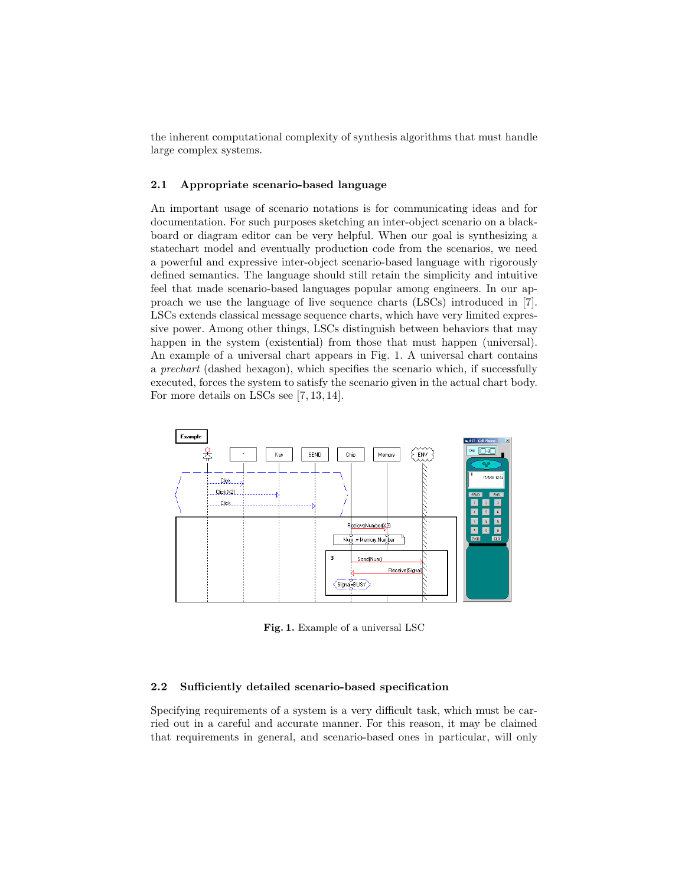the inherent computational complexity of synthesis algorithms that must handle large complex systems.

### 2.1 Appropriate scenario-based language

An important usage of scenario notations is for communicating ideas and for documentation. For such purposes sketching an inter-object scenario on a blackboard or diagram editor can be very helpful. When our goal is synthesizing a statechart model and eventually production code from the scenarios, we need a powerful and expressive inter-object scenario-based language with rigorously defined semantics. The language should still retain the simplicity and intuitive feel that made scenario-based languages popular among engineers. In our approach we use the language of live sequence charts (LSCs) introduced in [7]. LSCs extends classical message sequence charts, which have very limited expressive power. Among other things, LSCs distinguish between behaviors that may happen in the system (existential) from those that must happen (universal). An example of a universal chart appears in Fig. 1. A universal chart contains a *prechart* (dashed hexagon), which specifies the scenario which, if successfully executed, forces the system to satisfy the scenario given in the actual chart body. For more details on LSCs see [7, 13, 14].

**Fig. 1.** Example of a universal LSC

### 2.2 Sufficiently detailed scenario-based specification

Specifying requirements of a system is a very difficult task, which must be carried out in a careful and accurate manner. For this reason, it may be claimed that requirements in general, and scenario-based ones in particular, will only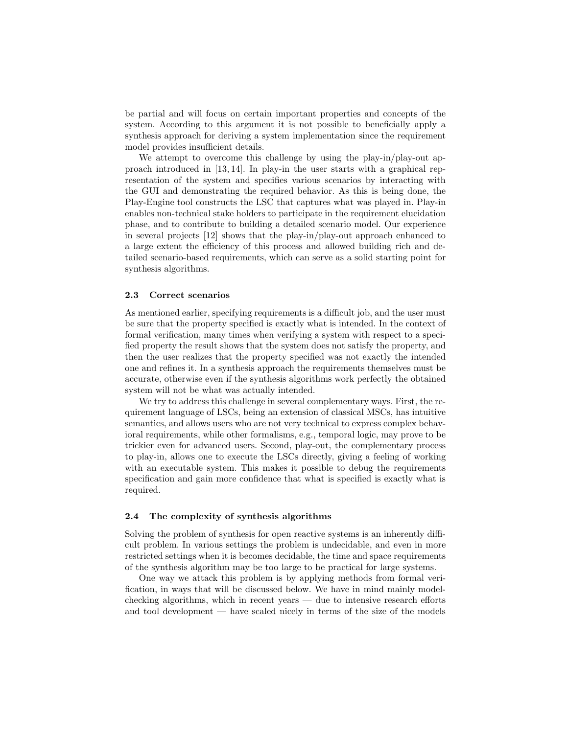be partial and will focus on certain important properties and concepts of the system. According to this argument it is not possible to beneficially apply a synthesis approach for deriving a system implementation since the requirement model provides insufficient details.

We attempt to overcome this challenge by using the play-in/play-out approach introduced in [13, 14]. In play-in the user starts with a graphical representation of the system and specifies various scenarios by interacting with the GUI and demonstrating the required behavior. As this is being done, the Play-Engine tool constructs the LSC that captures what was played in. Play-in enables non-technical stake holders to participate in the requirement elucidation phase, and to contribute to building a detailed scenario model. Our experience in several projects [12] shows that the play-in/play-out approach enhanced to a large extent the efficiency of this process and allowed building rich and detailed scenario-based requirements, which can serve as a solid starting point for synthesis algorithms.

### 2.3 Correct scenarios

As mentioned earlier, specifying requirements is a difficult job, and the user must be sure that the property specified is exactly what is intended. In the context of formal verification, many times when verifying a system with respect to a specified property the result shows that the system does not satisfy the property, and then the user realizes that the property specified was not exactly the intended one and refines it. In a synthesis approach the requirements themselves must be accurate, otherwise even if the synthesis algorithms work perfectly the obtained system will not be what was actually intended.

We try to address this challenge in several complementary ways. First, the requirement language of LSCs, being an extension of classical MSCs, has intuitive semantics, and allows users who are not very technical to express complex behavioral requirements, while other formalisms, e.g., temporal logic, may prove to be trickier even for advanced users. Second, play-out, the complementary process to play-in, allows one to execute the LSCs directly, giving a feeling of working with an executable system. This makes it possible to debug the requirements specification and gain more confidence that what is specified is exactly what is required.

### 2.4 The complexity of synthesis algorithms

Solving the problem of synthesis for open reactive systems is an inherently difficult problem. In various settings the problem is undecidable, and even in more restricted settings when it is becomes decidable, the time and space requirements of the synthesis algorithm may be too large to be practical for large systems.

One way we attack this problem is by applying methods from formal verification, in ways that will be discussed below. We have in mind mainly model-checking algorithms, which in recent years — due to intensive research efforts and tool development — have scaled nicely in terms of the size of the models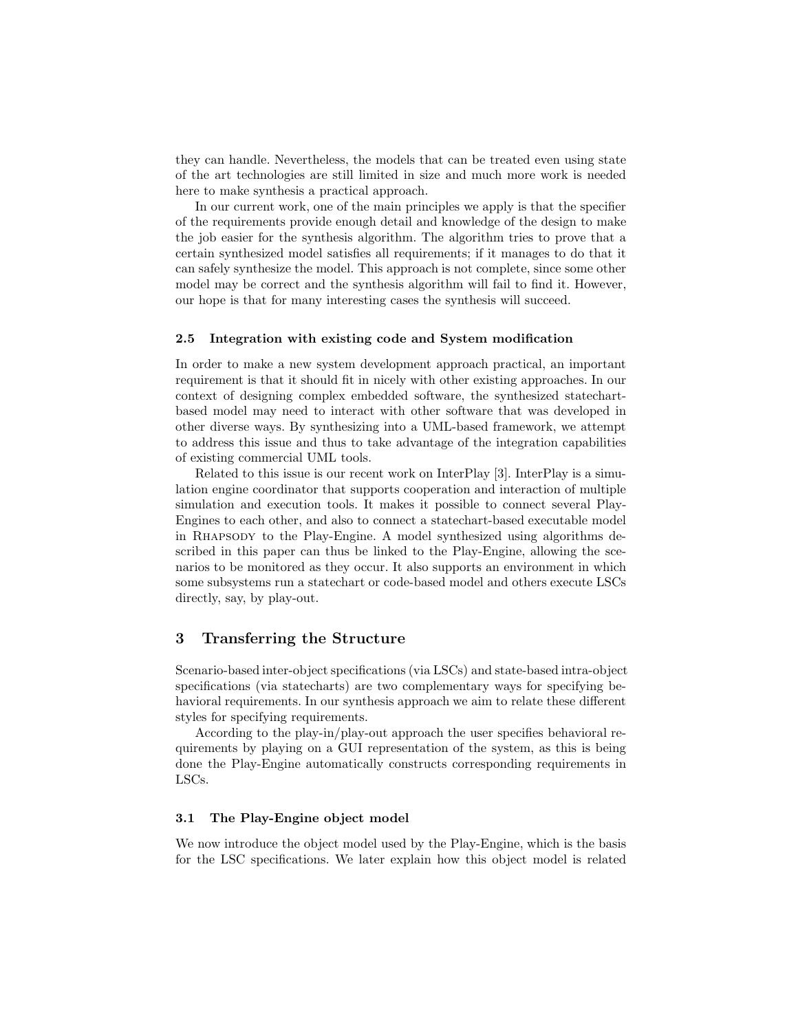they can handle. Nevertheless, the models that can be treated even using state of the art technologies are still limited in size and much more work is needed here to make synthesis a practical approach.

In our current work, one of the main principles we apply is that the specifier of the requirements provide enough detail and knowledge of the design to make the job easier for the synthesis algorithm. The algorithm tries to prove that a certain synthesized model satisfies all requirements; if it manages to do that it can safely synthesize the model. This approach is not complete, since some other model may be correct and the synthesis algorithm will fail to find it. However, our hope is that for many interesting cases the synthesis will succeed.

### 2.5 Integration with existing code and System modification

In order to make a new system development approach practical, an important requirement is that it should fit in nicely with other existing approaches. In our context of designing complex embedded software, the synthesized statechart-based model may need to interact with other software that was developed in other diverse ways. By synthesizing into a UML-based framework, we attempt to address this issue and thus to take advantage of the integration capabilities of existing commercial UML tools.

Related to this issue is our recent work on InterPlay [3]. InterPlay is a simulation engine coordinator that supports cooperation and interaction of multiple simulation and execution tools. It makes it possible to connect several Play-Engines to each other, and also to connect a statechart-based executable model in Rhapsody to the Play-Engine. A model synthesized using algorithms described in this paper can thus be linked to the Play-Engine, allowing the scenarios to be monitored as they occur. It also supports an environment in which some subsystems run a statechart or code-based model and others execute LSCs directly, say, by play-out.

## 3 Transferring the Structure

Scenario-based inter-object specifications (via LSCs) and state-based intra-object specifications (via statecharts) are two complementary ways for specifying behavioral requirements. In our synthesis approach we aim to relate these different styles for specifying requirements.

According to the play-in/play-out approach the user specifies behavioral requirements by playing on a GUI representation of the system, as this is being done the Play-Engine automatically constructs corresponding requirements in LSCs.

### 3.1 The Play-Engine object model

We now introduce the object model used by the Play-Engine, which is the basis for the LSC specifications. We later explain how this object model is related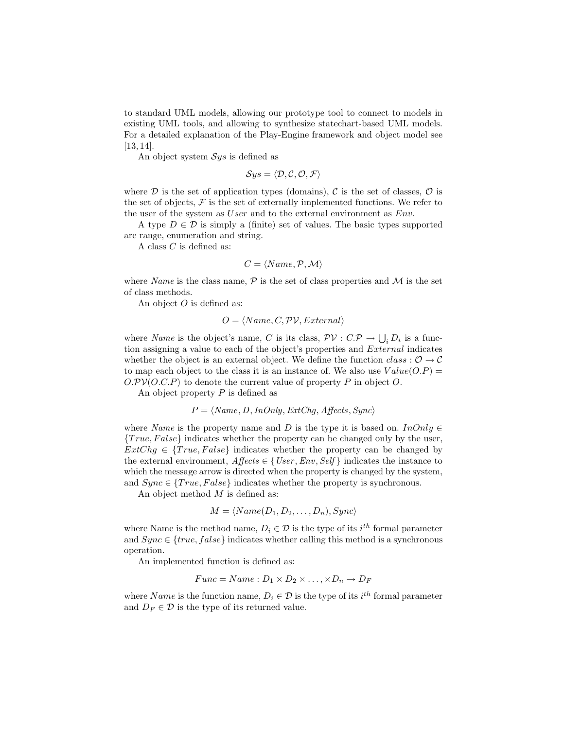to standard UML models, allowing our prototype tool to connect to models in existing UML tools, and allowing to synthesize statechart-based UML models. For a detailed explanation of the Play-Engine framework and object model see [13, 14].

An object system $\mathcal{S}ys$ is defined as

$$\mathcal{S}ys = \langle \mathcal{D}, \mathcal{C}, \mathcal{O}, \mathcal{F} \rangle$$

where $\mathcal{D}$ is the set of application types (domains), $\mathcal{C}$ is the set of classes, $\mathcal{O}$ is the set of objects, $\mathcal{F}$ is the set of externally implemented functions. We refer to the user of the system as $User$ and to the external environment as $Env$.

A type $D \in \mathcal{D}$ is simply a (finite) set of values. The basic types supported are range, enumeration and string.

A class $C$ is defined as:

$$C = \langle Name, \mathcal{P}, \mathcal{M} \rangle$$

where *Name* is the class name, $\mathcal{P}$ is the set of class properties and $\mathcal{M}$ is the set of class methods.

An object $O$ is defined as:

$$O = \langle Name, C, \mathcal{PV}, External \rangle$$

where *Name* is the object's name, $C$ is its class, $\mathcal{PV} : C.\mathcal{P} \rightarrow \bigcup_i D_i$ is a function assigning a value to each of the object's properties and $External$ indicates whether the object is an external object. We define the function $class : \mathcal{O} \rightarrow \mathcal{C}$ to map each object to the class it is an instance of. We also use $Value(O.P) = O.\mathcal{PV}(O.C.P)$ to denote the current value of property $P$ in object $O$.

An object property $P$ is defined as

$$P = \langle Name, D, InOnly, ExtChg, Affects, Sync \rangle$$

where *Name* is the property name and $D$ is the type it is based on. $InOnly \in \{True, False\}$ indicates whether the property can be changed only by the user, $ExtChg \in \{True, False\}$ indicates whether the property can be changed by the external environment, $Affects \in \{User, Env, Self\}$ indicates the instance to which the message arrow is directed when the property is changed by the system, and $Sync \in \{True, False\}$ indicates whether the property is synchronous.

An object method $M$ is defined as:

$$M = \langle Name(D_1, D_2, \ldots, D_n), Sync \rangle$$

where Name is the method name, $D_i \in \mathcal{D}$ is the type of its $i^{th}$ formal parameter and $Sync \in \{true, false\}$ indicates whether calling this method is a synchronous operation.

An implemented function is defined as:

$$Func = Name : D_1 \times D_2 \times \ldots, \times D_n \rightarrow D_F$$

where $Name$ is the function name, $D_i \in \mathcal{D}$ is the type of its $i^{th}$ formal parameter and $D_F \in \mathcal{D}$ is the type of its returned value.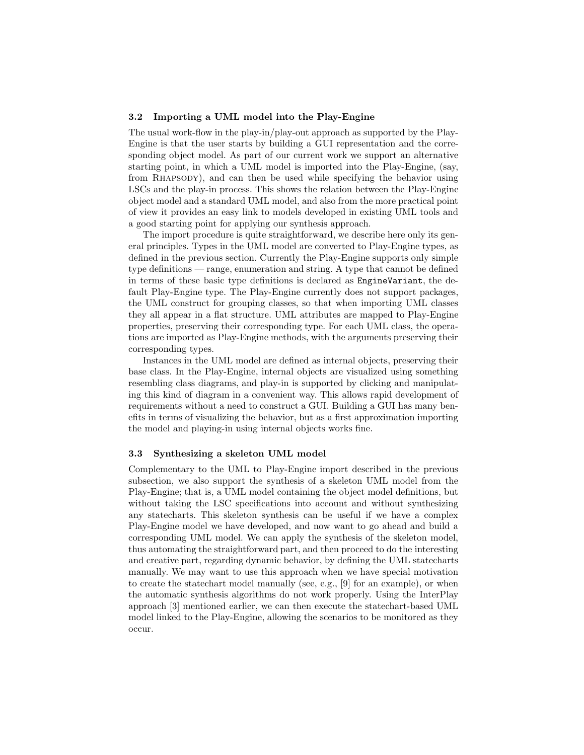### 3.2 Importing a UML model into the Play-Engine

The usual work-flow in the play-in/play-out approach as supported by the Play-Engine is that the user starts by building a GUI representation and the corresponding object model. As part of our current work we support an alternative starting point, in which a UML model is imported into the Play-Engine, (say, from RHAPSODY), and can then be used while specifying the behavior using LSCs and the play-in process. This shows the relation between the Play-Engine object model and a standard UML model, and also from the more practical point of view it provides an easy link to models developed in existing UML tools and a good starting point for applying our synthesis approach.

The import procedure is quite straightforward, we describe here only its general principles. Types in the UML model are converted to Play-Engine types, as defined in the previous section. Currently the Play-Engine supports only simple type definitions — range, enumeration and string. A type that cannot be defined in terms of these basic type definitions is declared as `EngineVariant`, the default Play-Engine type. The Play-Engine currently does not support packages, the UML construct for grouping classes, so that when importing UML classes they all appear in a flat structure. UML attributes are mapped to Play-Engine properties, preserving their corresponding type. For each UML class, the operations are imported as Play-Engine methods, with the arguments preserving their corresponding types.

Instances in the UML model are defined as internal objects, preserving their base class. In the Play-Engine, internal objects are visualized using something resembling class diagrams, and play-in is supported by clicking and manipulating this kind of diagram in a convenient way. This allows rapid development of requirements without a need to construct a GUI. Building a GUI has many benefits in terms of visualizing the behavior, but as a first approximation importing the model and playing-in using internal objects works fine.

### 3.3 Synthesizing a skeleton UML model

Complementary to the UML to Play-Engine import described in the previous subsection, we also support the synthesis of a skeleton UML model from the Play-Engine; that is, a UML model containing the object model definitions, but without taking the LSC specifications into account and without synthesizing any statecharts. This skeleton synthesis can be useful if we have a complex Play-Engine model we have developed, and now want to go ahead and build a corresponding UML model. We can apply the synthesis of the skeleton model, thus automating the straightforward part, and then proceed to do the interesting and creative part, regarding dynamic behavior, by defining the UML statecharts manually. We may want to use this approach when we have special motivation to create the statechart model manually (see, e.g., [9] for an example), or when the automatic synthesis algorithms do not work properly. Using the InterPlay approach [3] mentioned earlier, we can then execute the statechart-based UML model linked to the Play-Engine, allowing the scenarios to be monitored as they occur.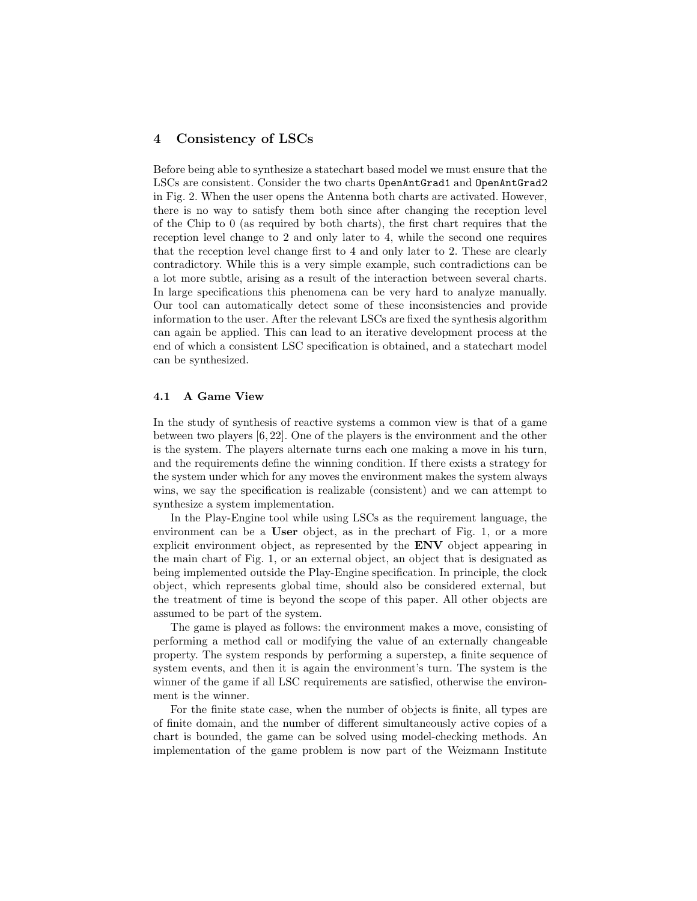## 4 Consistency of LSCs

Before being able to synthesize a statechart based model we must ensure that the LSCs are consistent. Consider the two charts `OpenAntGrad1` and `OpenAntGrad2` in Fig. 2. When the user opens the Antenna both charts are activated. However, there is no way to satisfy them both since after changing the reception level of the Chip to 0 (as required by both charts), the first chart requires that the reception level change to 2 and only later to 4, while the second one requires that the reception level change first to 4 and only later to 2. These are clearly contradictory. While this is a very simple example, such contradictions can be a lot more subtle, arising as a result of the interaction between several charts. In large specifications this phenomena can be very hard to analyze manually. Our tool can automatically detect some of these inconsistencies and provide information to the user. After the relevant LSCs are fixed the synthesis algorithm can again be applied. This can lead to an iterative development process at the end of which a consistent LSC specification is obtained, and a statechart model can be synthesized.

### 4.1 A Game View

In the study of synthesis of reactive systems a common view is that of a game between two players [6, 22]. One of the players is the environment and the other is the system. The players alternate turns each one making a move in his turn, and the requirements define the winning condition. If there exists a strategy for the system under which for any moves the environment makes the system always wins, we say the specification is realizable (consistent) and we can attempt to synthesize a system implementation.

In the Play-Engine tool while using LSCs as the requirement language, the environment can be a **User** object, as in the prechart of Fig. 1, or a more explicit environment object, as represented by the **ENV** object appearing in the main chart of Fig. 1, or an external object, an object that is designated as being implemented outside the Play-Engine specification. In principle, the clock object, which represents global time, should also be considered external, but the treatment of time is beyond the scope of this paper. All other objects are assumed to be part of the system.

The game is played as follows: the environment makes a move, consisting of performing a method call or modifying the value of an externally changeable property. The system responds by performing a superstep, a finite sequence of system events, and then it is again the environment's turn. The system is the winner of the game if all LSC requirements are satisfied, otherwise the environment is the winner.

For the finite state case, when the number of objects is finite, all types are of finite domain, and the number of different simultaneously active copies of a chart is bounded, the game can be solved using model-checking methods. An implementation of the game problem is now part of the Weizmann Institute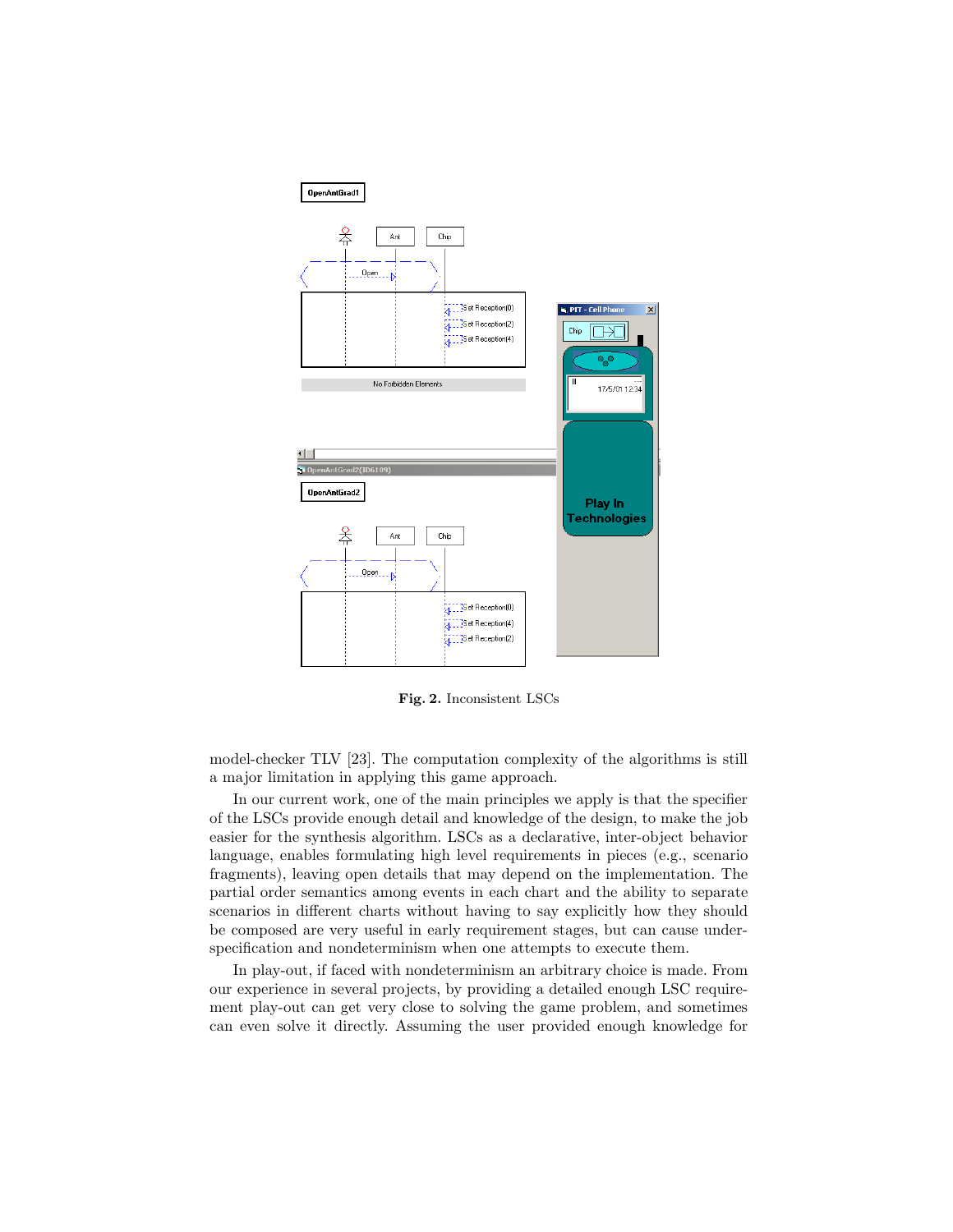Fig. 2. Inconsistent LSCs

model-checker TLV [23]. The computation complexity of the algorithms is still a major limitation in applying this game approach.

In our current work, one of the main principles we apply is that the specifier of the LSCs provide enough detail and knowledge of the design, to make the job easier for the synthesis algorithm. LSCs as a declarative, inter-object behavior language, enables formulating high level requirements in pieces (e.g., scenario fragments), leaving open details that may depend on the implementation. The partial order semantics among events in each chart and the ability to separate scenarios in different charts without having to say explicitly how they should be composed are very useful in early requirement stages, but can cause under-specification and nondeterminism when one attempts to execute them.

In play-out, if faced with nondeterminism an arbitrary choice is made. From our experience in several projects, by providing a detailed enough LSC requirement play-out can get very close to solving the game problem, and sometimes can even solve it directly. Assuming the user provided enough knowledge for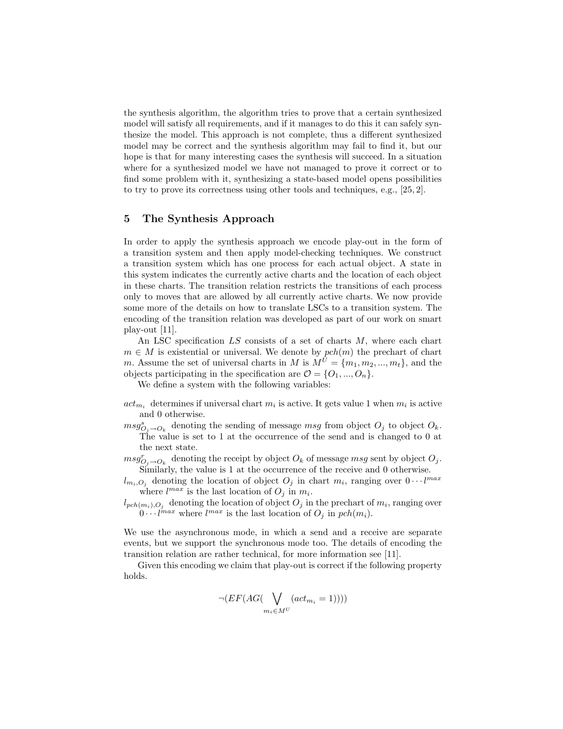the synthesis algorithm, the algorithm tries to prove that a certain synthesized model will satisfy all requirements, and if it manages to do this it can safely synthesize the model. This approach is not complete, thus a different synthesized model may be correct and the synthesis algorithm may fail to find it, but our hope is that for many interesting cases the synthesis will succeed. In a situation where for a synthesized model we have not managed to prove it correct or to find some problem with it, synthesizing a state-based model opens possibilities to try to prove its correctness using other tools and techniques, e.g., [25, 2].

## 5 The Synthesis Approach

In order to apply the synthesis approach we encode play-out in the form of a transition system and then apply model-checking techniques. We construct a transition system which has one process for each actual object. A state in this system indicates the currently active charts and the location of each object in these charts. The transition relation restricts the transitions of each process only to moves that are allowed by all currently active charts. We now provide some more of the details on how to translate LSCs to a transition system. The encoding of the transition relation was developed as part of our work on smart play-out [11].

An LSC specification $LS$ consists of a set of charts $M$, where each chart $m \in M$ is existential or universal. We denote by $pch(m)$ the prechart of chart $m$. Assume the set of universal charts in $M$ is $M^U = \{m_1, m_2, ..., m_t\}$, and the objects participating in the specification are $\mathcal{O} = \{O_1, ..., O_n\}$.

We define a system with the following variables:

$act_{m_i}$ determines if universal chart $m_i$ is active. It gets value 1 when $m_i$ is active and 0 otherwise.

$msg^s_{O_j \to O_k}$ denoting the sending of message $msg$ from object $O_j$ to object $O_k$. The value is set to 1 at the occurrence of the send and is changed to 0 at the next state.

$msg^r_{O_j \to O_k}$ denoting the receipt by object $O_k$ of message $msg$ sent by object $O_j$. Similarly, the value is 1 at the occurrence of the receive and 0 otherwise.

$l_{m_i,O_j}$ denoting the location of object $O_j$ in chart $m_i$, ranging over $0 \cdots l^{max}$ where $l^{max}$ is the last location of $O_j$ in $m_i$.

$l_{pch(m_i),O_j}$ denoting the location of object $O_j$ in the prechart of $m_i$, ranging over $0 \cdots l^{max}$ where $l^{max}$ is the last location of $O_j$ in $pch(m_i)$.

We use the asynchronous mode, in which a send and a receive are separate events, but we support the synchronous mode too. The details of encoding the transition relation are rather technical, for more information see [11].

Given this encoding we claim that play-out is correct if the following property holds.

$$\neg(EF(AG(\bigvee_{m_i \in M^U} (act_{m_i} = 1))))$$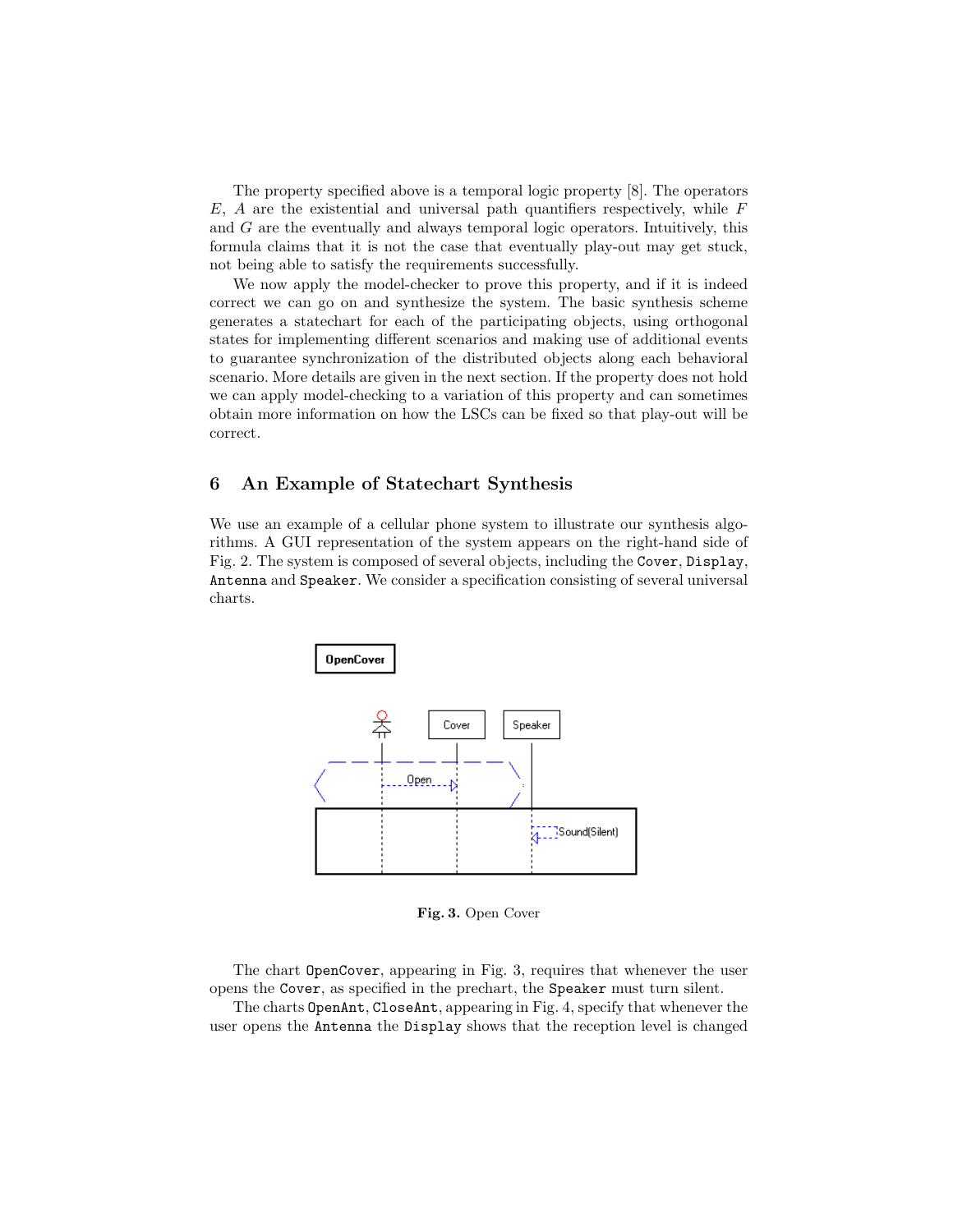The property specified above is a temporal logic property [8]. The operators $E$, $A$ are the existential and universal path quantifiers respectively, while $F$ and $G$ are the eventually and always temporal logic operators. Intuitively, this formula claims that it is not the case that eventually play-out may get stuck, not being able to satisfy the requirements successfully.

We now apply the model-checker to prove this property, and if it is indeed correct we can go on and synthesize the system. The basic synthesis scheme generates a statechart for each of the participating objects, using orthogonal states for implementing different scenarios and making use of additional events to guarantee synchronization of the distributed objects along each behavioral scenario. More details are given in the next section. If the property does not hold we can apply model-checking to a variation of this property and can sometimes obtain more information on how the LSCs can be fixed so that play-out will be correct.

## 6 An Example of Statechart Synthesis

We use an example of a cellular phone system to illustrate our synthesis algorithms. A GUI representation of the system appears on the right-hand side of Fig. 2. The system is composed of several objects, including the `Cover`, `Display`, `Antenna` and `Speaker`. We consider a specification consisting of several universal charts.

**Fig. 3.** Open Cover

The chart `OpenCover`, appearing in Fig. 3, requires that whenever the user opens the `Cover`, as specified in the prechart, the `Speaker` must turn silent.

The charts `OpenAnt`, `CloseAnt`, appearing in Fig. 4, specify that whenever the user opens the `Antenna` the `Display` shows that the reception level is changed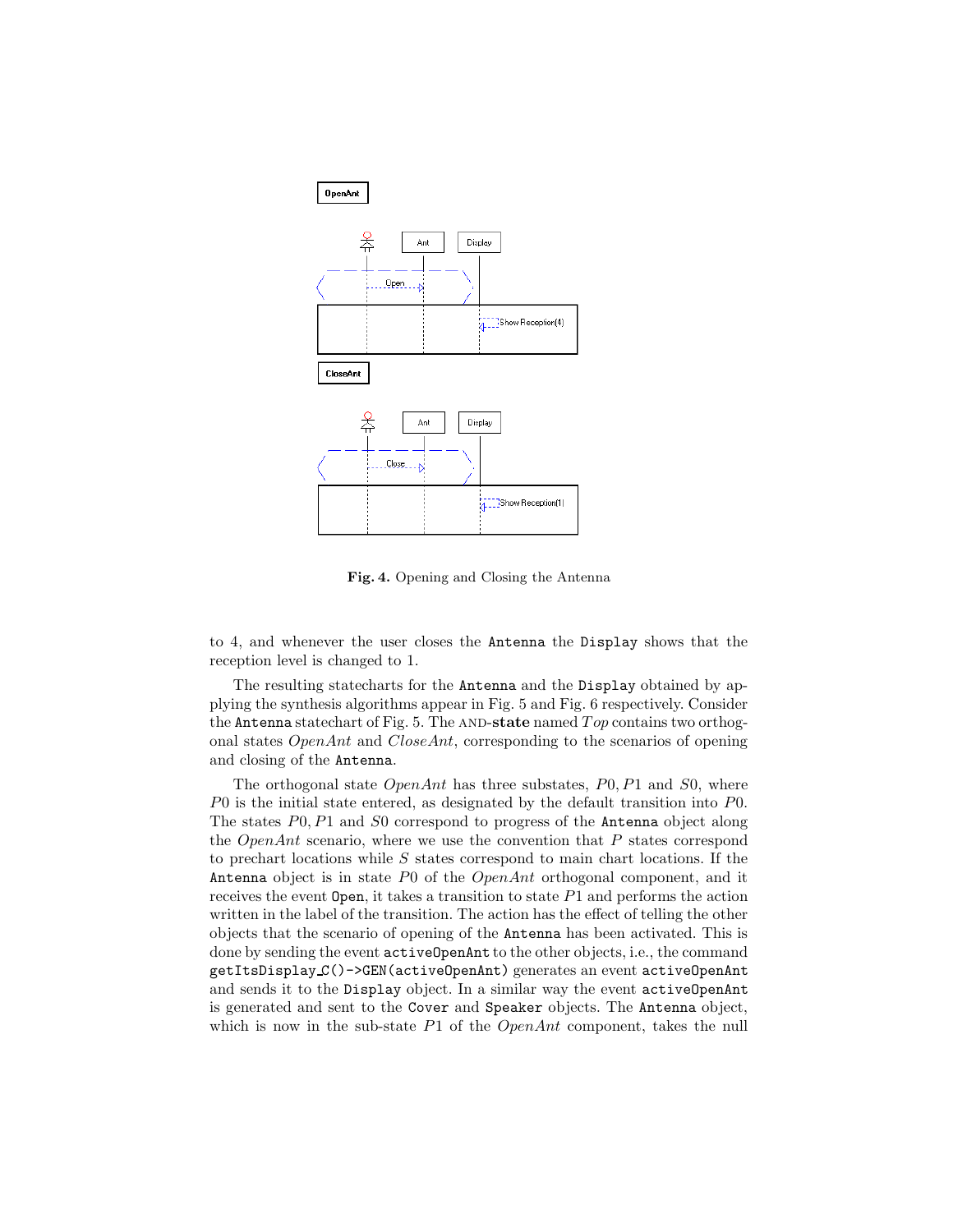**Fig. 4.** Opening and Closing the Antenna

to 4, and whenever the user closes the `Antenna` the `Display` shows that the reception level is changed to 1.

The resulting statecharts for the `Antenna` and the `Display` obtained by applying the synthesis algorithms appear in Fig. 5 and Fig. 6 respectively. Consider the `Antenna` statechart of Fig. 5. The AND-**state** named *Top* contains two orthogonal states *OpenAnt* and *CloseAnt*, corresponding to the scenarios of opening and closing of the `Antenna`.

The orthogonal state *OpenAnt* has three substates, $P0, P1$ and $S0$, where $P0$ is the initial state entered, as designated by the default transition into $P0$. The states $P0, P1$ and $S0$ correspond to progress of the `Antenna` object along the *OpenAnt* scenario, where we use the convention that $P$ states correspond to prechart locations while $S$ states correspond to main chart locations. If the `Antenna` object is in state $P0$ of the *OpenAnt* orthogonal component, and it receives the event `Open`, it takes a transition to state $P1$ and performs the action written in the label of the transition. The action has the effect of telling the other objects that the scenario of opening of the `Antenna` has been activated. This is done by sending the event `activeOpenAnt` to the other objects, i.e., the command `getItsDisplay_C()->GEN(activeOpenAnt)` generates an event `activeOpenAnt` and sends it to the `Display` object. In a similar way the event `activeOpenAnt` is generated and sent to the `Cover` and `Speaker` objects. The `Antenna` object, which is now in the sub-state $P1$ of the *OpenAnt* component, takes the null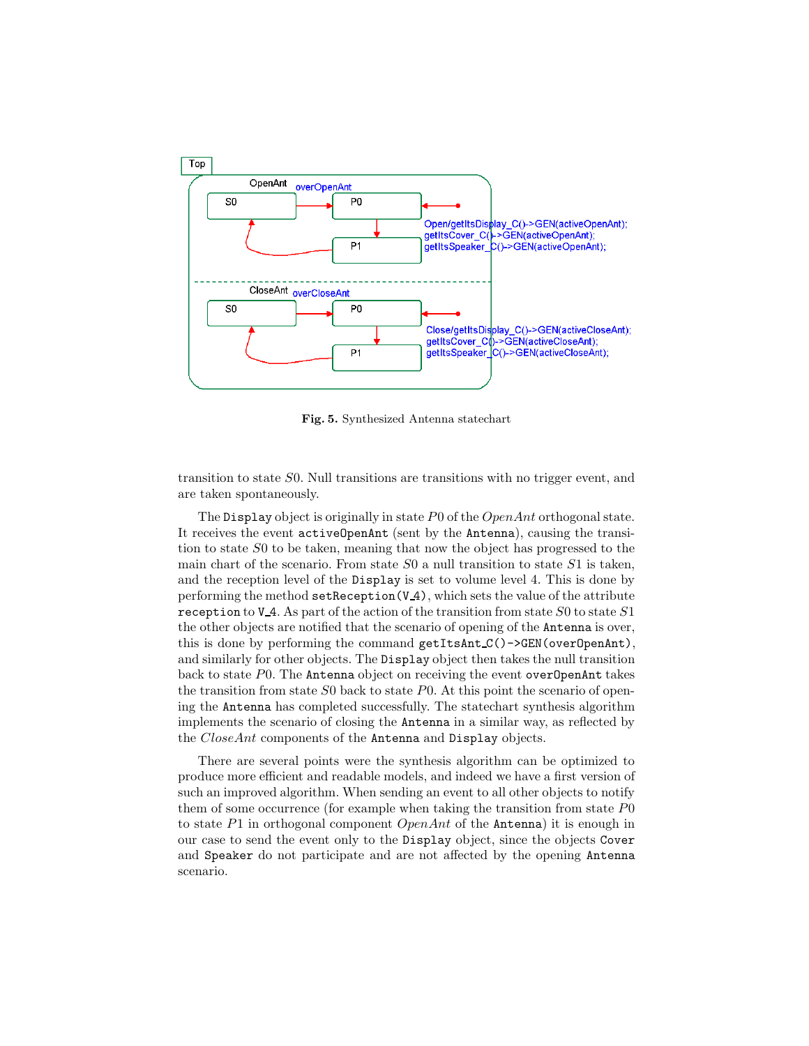Fig. 5. Synthesized Antenna statechart

transition to state $S0$. Null transitions are transitions with no trigger event, and are taken spontaneously.

The `Display` object is originally in state $P0$ of the *OpenAnt* orthogonal state. It receives the event `activeOpenAnt` (sent by the `Antenna`), causing the transition to state $S0$ to be taken, meaning that now the object has progressed to the main chart of the scenario. From state $S0$ a null transition to state $S1$ is taken, and the reception level of the `Display` is set to volume level 4. This is done by performing the method `setReception(V_4)`, which sets the value of the attribute `reception` to `V_4`. As part of the action of the transition from state $S0$ to state $S1$ the other objects are notified that the scenario of opening of the `Antenna` is over, this is done by performing the command `getItsAnt_C()->GEN(overOpenAnt)`, and similarly for other objects. The `Display` object then takes the null transition back to state $P0$. The `Antenna` object on receiving the event `overOpenAnt` takes the transition from state $S0$ back to state $P0$. At this point the scenario of opening the `Antenna` has completed successfully. The statechart synthesis algorithm implements the scenario of closing the `Antenna` in a similar way, as reflected by the *CloseAnt* components of the `Antenna` and `Display` objects.

There are several points were the synthesis algorithm can be optimized to produce more efficient and readable models, and indeed we have a first version of such an improved algorithm. When sending an event to all other objects to notify them of some occurrence (for example when taking the transition from state $P0$ to state $P1$ in orthogonal component *OpenAnt* of the `Antenna`) it is enough in our case to send the event only to the `Display` object, since the objects `Cover` and `Speaker` do not participate and are not affected by the opening `Antenna` scenario.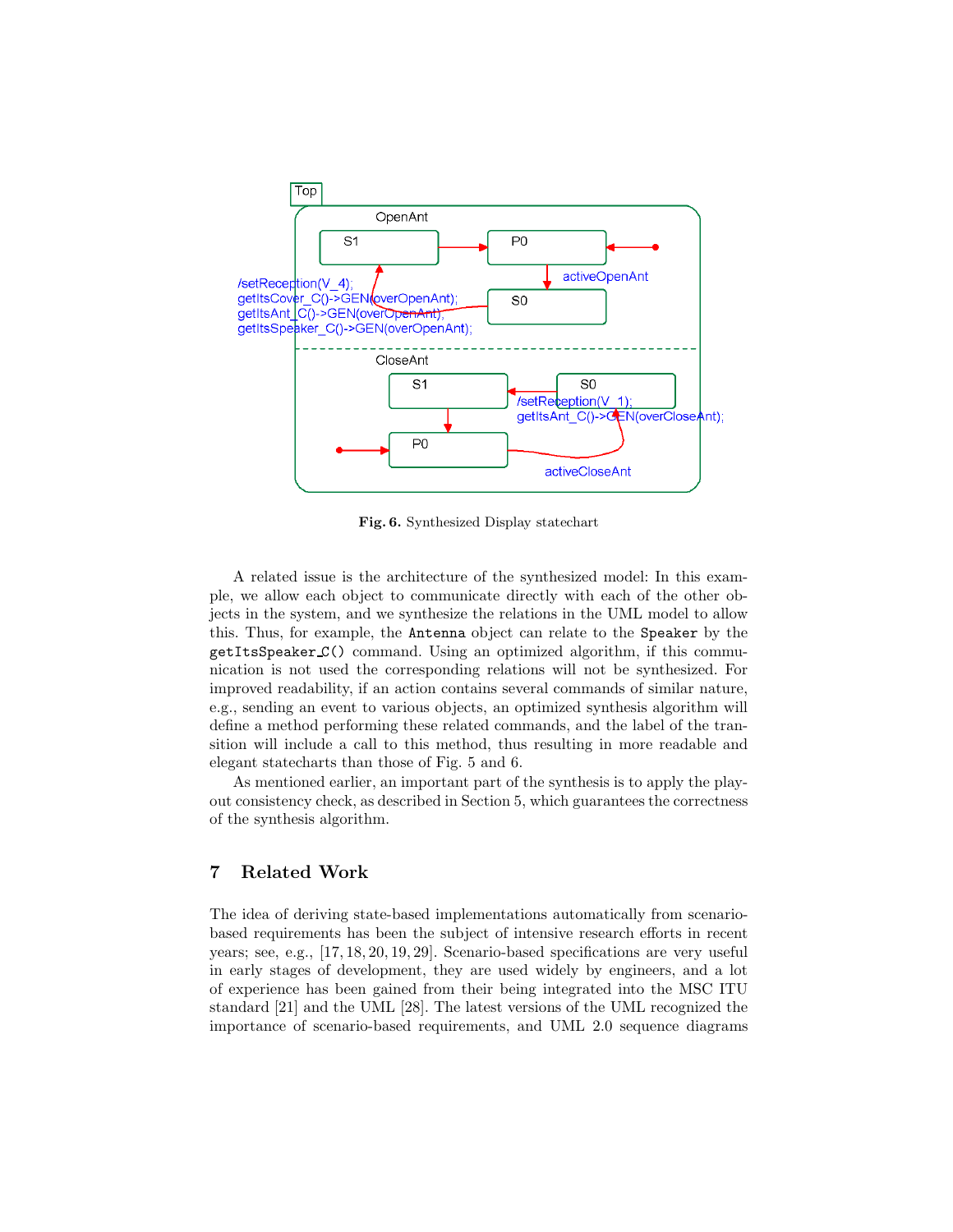Fig. 6. Synthesized Display statechart

A related issue is the architecture of the synthesized model: In this example, we allow each object to communicate directly with each of the other objects in the system, and we synthesize the relations in the UML model to allow this. Thus, for example, the `Antenna` object can relate to the `Speaker` by the `getItsSpeaker_C()` command. Using an optimized algorithm, if this communication is not used the corresponding relations will not be synthesized. For improved readability, if an action contains several commands of similar nature, e.g., sending an event to various objects, an optimized synthesis algorithm will define a method performing these related commands, and the label of the transition will include a call to this method, thus resulting in more readable and elegant statecharts than those of Fig. 5 and 6.

As mentioned earlier, an important part of the synthesis is to apply the play-out consistency check, as described in Section 5, which guarantees the correctness of the synthesis algorithm.

## 7 Related Work

The idea of deriving state-based implementations automatically from scenario-based requirements has been the subject of intensive research efforts in recent years; see, e.g., [17, 18, 20, 19, 29]. Scenario-based specifications are very useful in early stages of development, they are used widely by engineers, and a lot of experience has been gained from their being integrated into the MSC ITU standard [21] and the UML [28]. The latest versions of the UML recognized the importance of scenario-based requirements, and UML 2.0 sequence diagrams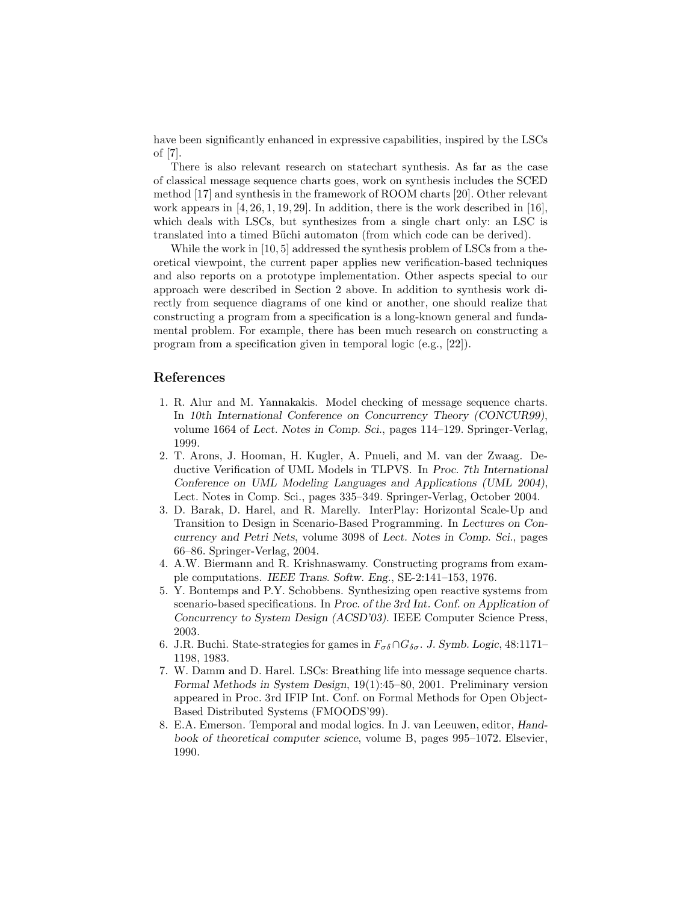have been significantly enhanced in expressive capabilities, inspired by the LSCs of [7].

There is also relevant research on statechart synthesis. As far as the case of classical message sequence charts goes, work on synthesis includes the SCED method [17] and synthesis in the framework of ROOM charts [20]. Other relevant work appears in [4, 26, 1, 19, 29]. In addition, there is the work described in [16], which deals with LSCs, but synthesizes from a single chart only: an LSC is translated into a timed Büchi automaton (from which code can be derived).

While the work in [10, 5] addressed the synthesis problem of LSCs from a theoretical viewpoint, the current paper applies new verification-based techniques and also reports on a prototype implementation. Other aspects special to our approach were described in Section 2 above. In addition to synthesis work directly from sequence diagrams of one kind or another, one should realize that constructing a program from a specification is a long-known general and fundamental problem. For example, there has been much research on constructing a program from a specification given in temporal logic (e.g., [22]).

## References

1. R. Alur and M. Yannakakis. Model checking of message sequence charts. In *10th International Conference on Concurrency Theory (CONCUR99)*, volume 1664 of *Lect. Notes in Comp. Sci.*, pages 114–129. Springer-Verlag, 1999.
2. T. Arons, J. Hooman, H. Kugler, A. Pnueli, and M. van der Zwaag. Deductive Verification of UML Models in TLPVS. In *Proc. 7th International Conference on UML Modeling Languages and Applications (UML 2004)*, Lect. Notes in Comp. Sci., pages 335–349. Springer-Verlag, October 2004.
3. D. Barak, D. Harel, and R. Marelly. InterPlay: Horizontal Scale-Up and Transition to Design in Scenario-Based Programming. In *Lectures on Concurrency and Petri Nets*, volume 3098 of *Lect. Notes in Comp. Sci.*, pages 66–86. Springer-Verlag, 2004.
4. A.W. Biermann and R. Krishnaswamy. Constructing programs from example computations. *IEEE Trans. Softw. Eng.*, SE-2:141–153, 1976.
5. Y. Bontemps and P.Y. Schobbens. Synthesizing open reactive systems from scenario-based specifications. In *Proc. of the 3rd Int. Conf. on Application of Concurrency to System Design (ACSD'03)*. IEEE Computer Science Press, 2003.
6. J.R. Buchi. State-strategies for games in $F_{\sigma\delta} \cap G_{\delta\sigma}$. *J. Symb. Logic*, 48:1171–1198, 1983.
7. W. Damm and D. Harel. LSCs: Breathing life into message sequence charts. *Formal Methods in System Design*, 19(1):45–80, 2001. Preliminary version appeared in Proc. 3rd IFIP Int. Conf. on Formal Methods for Open Object-Based Distributed Systems (FMOODS'99).
8. E.A. Emerson. Temporal and modal logics. In J. van Leeuwen, editor, *Handbook of theoretical computer science*, volume B, pages 995–1072. Elsevier, 1990.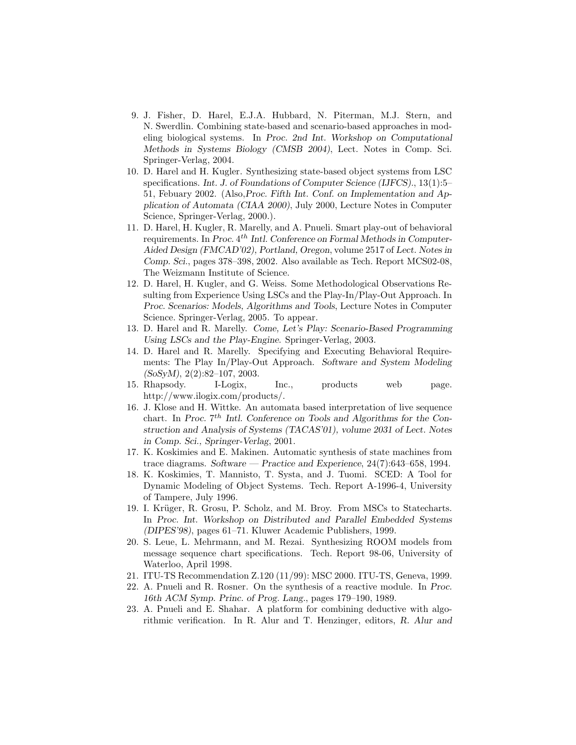9. J. Fisher, D. Harel, E.J.A. Hubbard, N. Piterman, M.J. Stern, and N. Swerdlin. Combining state-based and scenario-based approaches in modeling biological systems. In *Proc. 2nd Int. Workshop on Computational Methods in Systems Biology (CMSB 2004)*, Lect. Notes in Comp. Sci. Springer-Verlag, 2004.
10. D. Harel and H. Kugler. Synthesizing state-based object systems from LSC specifications. *Int. J. of Foundations of Computer Science (IJFCS).*, 13(1):5–51, Febuary 2002. (Also,*Proc. Fifth Int. Conf. on Implementation and Application of Automata (CIAA 2000)*, July 2000, Lecture Notes in Computer Science, Springer-Verlag, 2000.).
11. D. Harel, H. Kugler, R. Marelly, and A. Pnueli. Smart play-out of behavioral requirements. In *Proc. $4^{th}$ Intl. Conference on Formal Methods in Computer-Aided Design (FMCAD'02), Portland, Oregon*, volume 2517 of *Lect. Notes in Comp. Sci.*, pages 378–398, 2002. Also available as Tech. Report MCS02-08, The Weizmann Institute of Science.
12. D. Harel, H. Kugler, and G. Weiss. Some Methodological Observations Resulting from Experience Using LSCs and the Play-In/Play-Out Approach. In *Proc. Scenarios: Models, Algorithms and Tools*, Lecture Notes in Computer Science. Springer-Verlag, 2005. To appear.
13. D. Harel and R. Marelly. *Come, Let's Play: Scenario-Based Programming Using LSCs and the Play-Engine.* Springer-Verlag, 2003.
14. D. Harel and R. Marelly. Specifying and Executing Behavioral Requirements: The Play In/Play-Out Approach. *Software and System Modeling (SoSyM)*, 2(2):82–107, 2003.
15. Rhapsody. I-Logix, Inc., products web page. http://www.ilogix.com/products/.
16. J. Klose and H. Wittke. An automata based interpretation of live sequence chart. In *Proc. $7^{th}$ Intl. Conference on Tools and Algorithms for the Construction and Analysis of Systems (TACAS'01), volume 2031 of Lect. Notes in Comp. Sci., Springer-Verlag*, 2001.
17. K. Koskimies and E. Makinen. Automatic synthesis of state machines from trace diagrams. *Software — Practice and Experience*, 24(7):643–658, 1994.
18. K. Koskimies, T. Mannisto, T. Systa, and J. Tuomi. SCED: A Tool for Dynamic Modeling of Object Systems. Tech. Report A-1996-4, University of Tampere, July 1996.
19. I. Krüger, R. Grosu, P. Scholz, and M. Broy. From MSCs to Statecharts. In *Proc. Int. Workshop on Distributed and Parallel Embedded Systems (DIPES'98)*, pages 61–71. Kluwer Academic Publishers, 1999.
20. S. Leue, L. Mehrmann, and M. Rezai. Synthesizing ROOM models from message sequence chart specifications. Tech. Report 98-06, University of Waterloo, April 1998.
21. ITU-TS Recommendation Z.120 (11/99): MSC 2000. ITU-TS, Geneva, 1999.
22. A. Pnueli and R. Rosner. On the synthesis of a reactive module. In *Proc. 16th ACM Symp. Princ. of Prog. Lang.*, pages 179–190, 1989.
23. A. Pnueli and E. Shahar. A platform for combining deductive with algorithmic verification. In R. Alur and T. Henzinger, editors, *R. Alur and*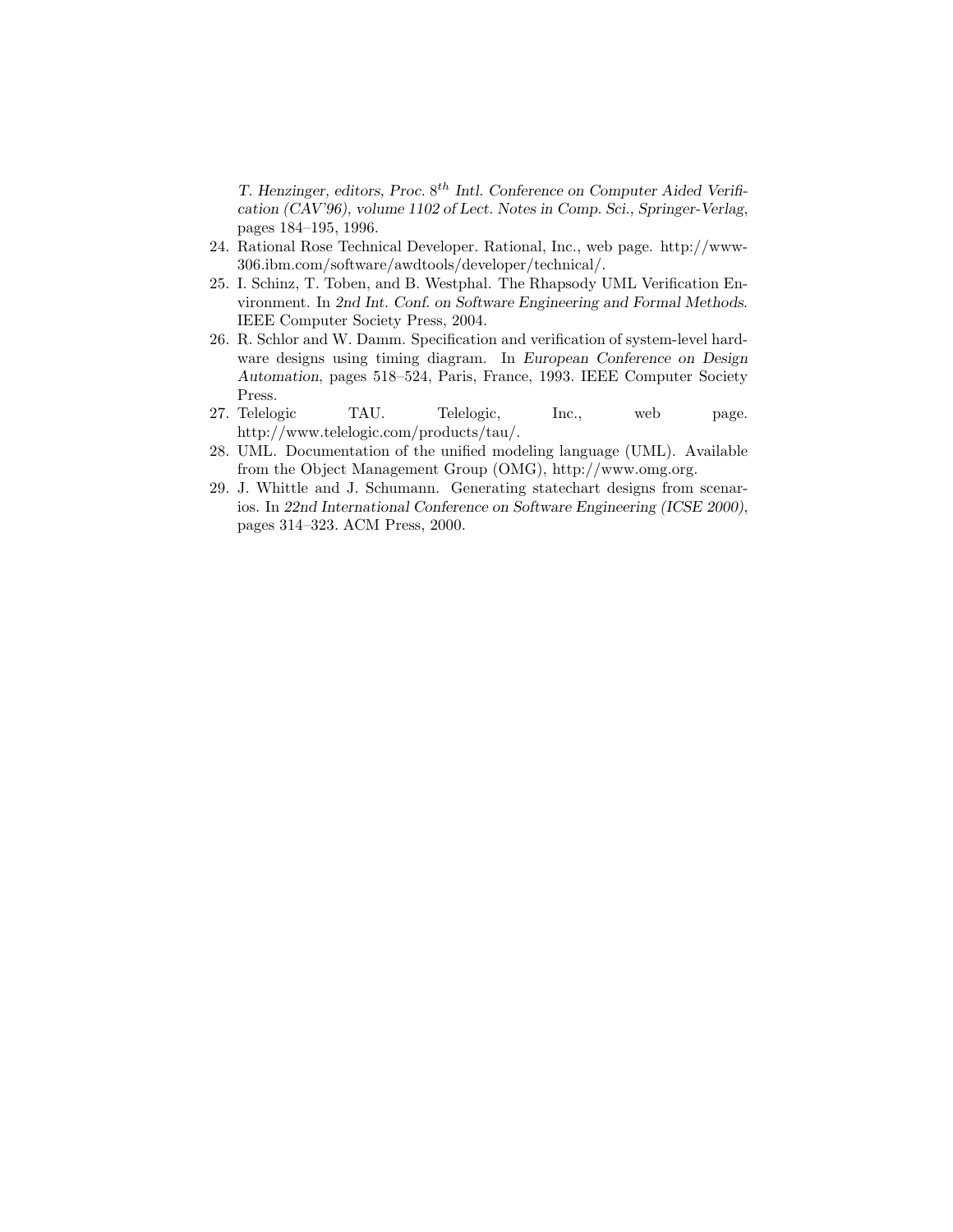T. Henzinger, editors, *Proc. $8^{th}$ Intl. Conference on Computer Aided Verification (CAV'96), volume 1102 of Lect. Notes in Comp. Sci., Springer-Verlag*, pages 184–195, 1996.

24. Rational Rose Technical Developer. Rational, Inc., web page. http://www-306.ibm.com/software/awdtools/developer/technical/.
25. I. Schinz, T. Toben, and B. Westphal. The Rhapsody UML Verification Environment. In *2nd Int. Conf. on Software Engineering and Formal Methods*. IEEE Computer Society Press, 2004.
26. R. Schlor and W. Damm. Specification and verification of system-level hardware designs using timing diagram. In *European Conference on Design Automation*, pages 518–524, Paris, France, 1993. IEEE Computer Society Press.
27. Telelogic TAU. Telelogic, Inc., web page. http://www.telelogic.com/products/tau/.
28. UML. Documentation of the unified modeling language (UML). Available from the Object Management Group (OMG), http://www.omg.org.
29. J. Whittle and J. Schumann. Generating statechart designs from scenarios. In *22nd International Conference on Software Engineering (ICSE 2000)*, pages 314–323. ACM Press, 2000.